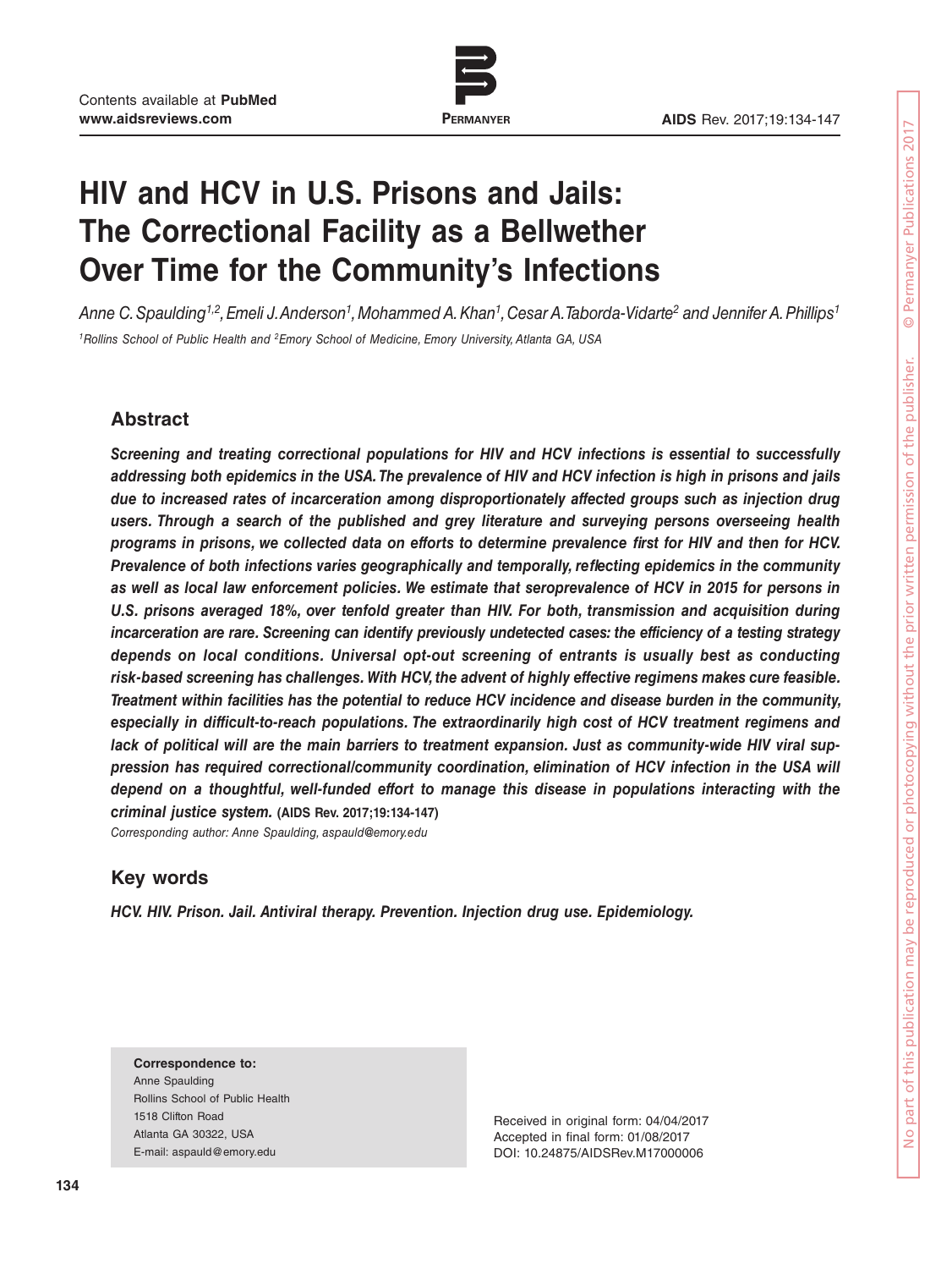# HIV and HCV in U.S. Prisons and Jails: The Correctional Facility as a Bellwether Over Time for the Community's Infections

*Anne C. Spaulding[1,2], Emeli J. Anderson[1], Mohammed A. Khan[1], Cesar A. Taborda-Vidarte[2] and Jennifer A. Phillips[1]*

*[1]Rollins School of Public Health and [2]Emory School of Medicine, Emory University, Atlanta GA, USA*

## Abstract

***Screening and treating correctional populations for HIV and HCV infections is essential to successfully addressing both epidemics in the USA. The prevalence of HIV and HCV infection is high in prisons and jails due to increased rates of incarceration among disproportionately affected groups such as injection drug users. Through a search of the published and grey literature and surveying persons overseeing health programs in prisons, we collected data on efforts to determine prevalence first for HIV and then for HCV. Prevalence of both infections varies geographically and temporally, reflecting epidemics in the community as well as local law enforcement policies. We estimate that seroprevalence of HCV in 2015 for persons in U.S. prisons averaged 18%, over tenfold greater than HIV. For both, transmission and acquisition during incarceration are rare. Screening can identify previously undetected cases: the efficiency of a testing strategy depends on local conditions. Universal opt-out screening of entrants is usually best as conducting risk-based screening has challenges. With HCV, the advent of highly effective regimens makes cure feasible. Treatment within facilities has the potential to reduce HCV incidence and disease burden in the community, especially in difficult-to-reach populations. The extraordinarily high cost of HCV treatment regimens and lack of political will are the main barriers to treatment expansion. Just as community-wide HIV viral suppression has required correctional/community coordination, elimination of HCV infection in the USA will depend on a thoughtful, well-funded effort to manage this disease in populations interacting with the criminal justice system.*** **(AIDS Rev. 2017;19:134-147)**

*Corresponding author: Anne Spaulding, aspauld@emory.edu*

## Key words

***HCV. HIV. Prison. Jail. Antiviral therapy. Prevention. Injection drug use. Epidemiology.***

**Correspondence to:**
Anne Spaulding
Rollins School of Public Health
1518 Clifton Road
Atlanta GA 30322, USA
E-mail: aspauld@emory.edu

Received in original form: 04/04/2017
Accepted in final form: 01/08/2017
DOI: 10.24875/AIDSRev.M17000006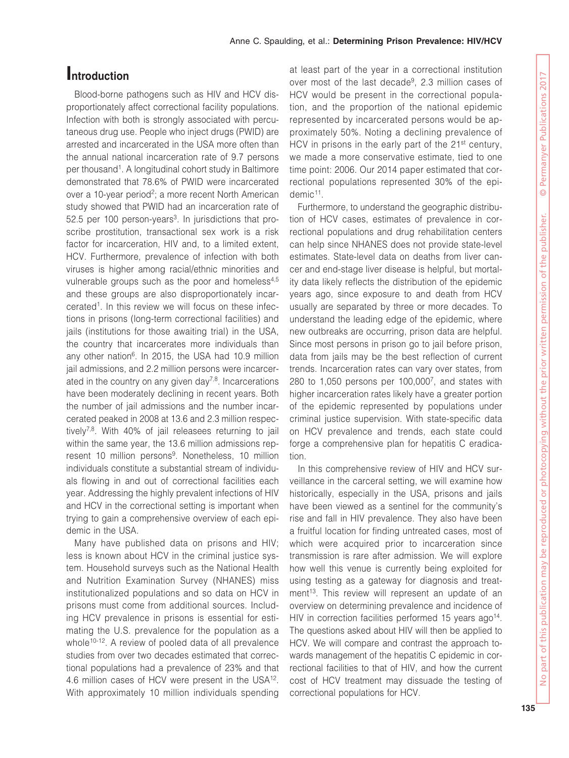## Introduction

Blood-borne pathogens such as HIV and HCV disproportionately affect correctional facility populations. Infection with both is strongly associated with percutaneous drug use. People who inject drugs (PWID) are arrested and incarcerated in the USA more often than the annual national incarceration rate of 9.7 persons per thousand[1]. A longitudinal cohort study in Baltimore demonstrated that 78.6% of PWID were incarcerated over a 10-year period[2]; a more recent North American study showed that PWID had an incarceration rate of 52.5 per 100 person-years[3]. In jurisdictions that proscribe prostitution, transactional sex work is a risk factor for incarceration, HIV and, to a limited extent, HCV. Furthermore, prevalence of infection with both viruses is higher among racial/ethnic minorities and vulnerable groups such as the poor and homeless[4,5] and these groups are also disproportionately incarcerated[1]. In this review we will focus on these infections in prisons (long-term correctional facilities) and jails (institutions for those awaiting trial) in the USA, the country that incarcerates more individuals than any other nation[6]. In 2015, the USA had 10.9 million jail admissions, and 2.2 million persons were incarcerated in the country on any given day[7,8]. Incarcerations have been moderately declining in recent years. Both the number of jail admissions and the number incarcerated peaked in 2008 at 13.6 and 2.3 million respectively[7,8]. With 40% of jail releasees returning to jail within the same year, the 13.6 million admissions represent 10 million persons[9]. Nonetheless, 10 million individuals constitute a substantial stream of individuals flowing in and out of correctional facilities each year. Addressing the highly prevalent infections of HIV and HCV in the correctional setting is important when trying to gain a comprehensive overview of each epidemic in the USA.

Many have published data on prisons and HIV; less is known about HCV in the criminal justice system. Household surveys such as the National Health and Nutrition Examination Survey (NHANES) miss institutionalized populations and so data on HCV in prisons must come from additional sources. Including HCV prevalence in prisons is essential for estimating the U.S. prevalence for the population as a whole[10-12]. A review of pooled data of all prevalence studies from over two decades estimated that correctional populations had a prevalence of 23% and that 4.6 million cases of HCV were present in the USA[12]. With approximately 10 million individuals spending at least part of the year in a correctional institution over most of the last decade[9], 2.3 million cases of HCV would be present in the correctional population, and the proportion of the national epidemic represented by incarcerated persons would be approximately 50%. Noting a declining prevalence of HCV in prisons in the early part of the 21st century, we made a more conservative estimate, tied to one time point: 2006. Our 2014 paper estimated that correctional populations represented 30% of the epidemic[11].

Furthermore, to understand the geographic distribution of HCV cases, estimates of prevalence in correctional populations and drug rehabilitation centers can help since NHANES does not provide state-level estimates. State-level data on deaths from liver cancer and end-stage liver disease is helpful, but mortality data likely reflects the distribution of the epidemic years ago, since exposure to and death from HCV usually are separated by three or more decades. To understand the leading edge of the epidemic, where new outbreaks are occurring, prison data are helpful. Since most persons in prison go to jail before prison, data from jails may be the best reflection of current trends. Incarceration rates can vary over states, from 280 to 1,050 persons per 100,000[7], and states with higher incarceration rates likely have a greater portion of the epidemic represented by populations under criminal justice supervision. With state-specific data on HCV prevalence and trends, each state could forge a comprehensive plan for hepatitis C eradication.

In this comprehensive review of HIV and HCV surveillance in the carceral setting, we will examine how historically, especially in the USA, prisons and jails have been viewed as a sentinel for the community's rise and fall in HIV prevalence. They also have been a fruitful location for finding untreated cases, most of which were acquired prior to incarceration since transmission is rare after admission. We will explore how well this venue is currently being exploited for using testing as a gateway for diagnosis and treatment[13]. This review will represent an update of an overview on determining prevalence and incidence of HIV in correction facilities performed 15 years ago[14]. The questions asked about HIV will then be applied to HCV. We will compare and contrast the approach towards management of the hepatitis C epidemic in correctional facilities to that of HIV, and how the current cost of HCV treatment may dissuade the testing of correctional populations for HCV.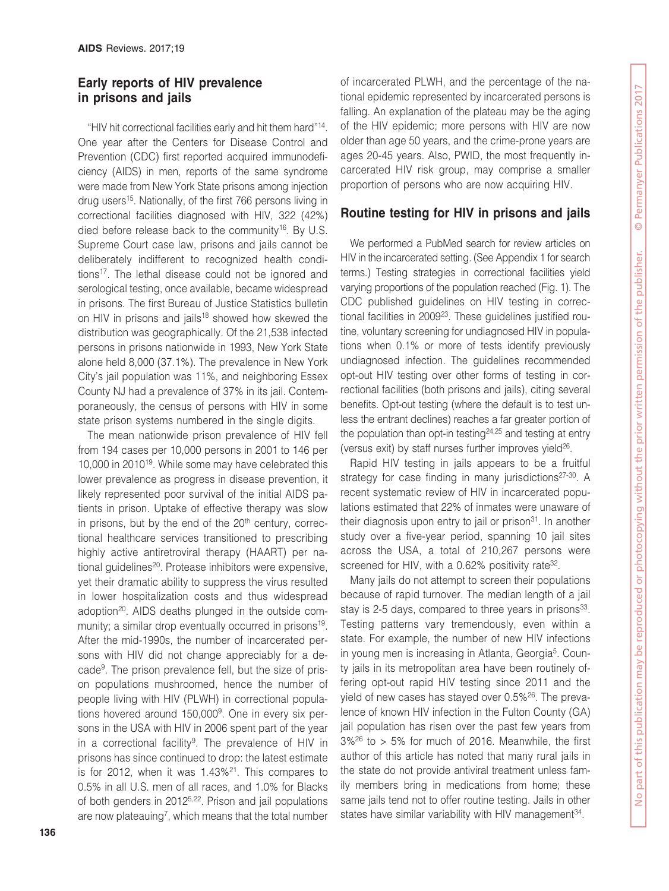## Early reports of HIV prevalence in prisons and jails

"HIV hit correctional facilities early and hit them hard"[14]. One year after the Centers for Disease Control and Prevention (CDC) first reported acquired immunodeficiency (AIDS) in men, reports of the same syndrome were made from New York State prisons among injection drug users[15]. Nationally, of the first 766 persons living in correctional facilities diagnosed with HIV, 322 (42%) died before release back to the community[16]. By U.S. Supreme Court case law, prisons and jails cannot be deliberately indifferent to recognized health conditions[17]. The lethal disease could not be ignored and serological testing, once available, became widespread in prisons. The first Bureau of Justice Statistics bulletin on HIV in prisons and jails[18] showed how skewed the distribution was geographically. Of the 21,538 infected persons in prisons nationwide in 1993, New York State alone held 8,000 (37.1%). The prevalence in New York City's jail population was 11%, and neighboring Essex County NJ had a prevalence of 37% in its jail. Contemporaneously, the census of persons with HIV in some state prison systems numbered in the single digits.

The mean nationwide prison prevalence of HIV fell from 194 cases per 10,000 persons in 2001 to 146 per 10,000 in 2010[19]. While some may have celebrated this lower prevalence as progress in disease prevention, it likely represented poor survival of the initial AIDS patients in prison. Uptake of effective therapy was slow in prisons, but by the end of the 20th century, correctional healthcare services transitioned to prescribing highly active antiretroviral therapy (HAART) per national guidelines[20]. Protease inhibitors were expensive, yet their dramatic ability to suppress the virus resulted in lower hospitalization costs and thus widespread adoption[20]. AIDS deaths plunged in the outside community; a similar drop eventually occurred in prisons[19]. After the mid-1990s, the number of incarcerated persons with HIV did not change appreciably for a decade[9]. The prison prevalence fell, but the size of prison populations mushroomed, hence the number of people living with HIV (PLWH) in correctional populations hovered around 150,000[9]. One in every six persons in the USA with HIV in 2006 spent part of the year in a correctional facility[9]. The prevalence of HIV in prisons has since continued to drop: the latest estimate is for 2012, when it was 1.43%[21]. This compares to 0.5% in all U.S. men of all races, and 1.0% for Blacks of both genders in 2012[5,22]. Prison and jail populations are now plateauing[7], which means that the total number of incarcerated PLWH, and the percentage of the national epidemic represented by incarcerated persons is falling. An explanation of the plateau may be the aging of the HIV epidemic; more persons with HIV are now older than age 50 years, and the crime-prone years are ages 20-45 years. Also, PWID, the most frequently incarcerated HIV risk group, may comprise a smaller proportion of persons who are now acquiring HIV.

## Routine testing for HIV in prisons and jails

We performed a PubMed search for review articles on HIV in the incarcerated setting. (See Appendix 1 for search terms.) Testing strategies in correctional facilities yield varying proportions of the population reached (Fig. 1). The CDC published guidelines on HIV testing in correctional facilities in 2009[23]. These guidelines justified routine, voluntary screening for undiagnosed HIV in populations when 0.1% or more of tests identify previously undiagnosed infection. The guidelines recommended opt-out HIV testing over other forms of testing in correctional facilities (both prisons and jails), citing several benefits. Opt-out testing (where the default is to test unless the entrant declines) reaches a far greater portion of the population than opt-in testing[24,25] and testing at entry (versus exit) by staff nurses further improves yield[26].

Rapid HIV testing in jails appears to be a fruitful strategy for case finding in many jurisdictions[27-30]. A recent systematic review of HIV in incarcerated populations estimated that 22% of inmates were unaware of their diagnosis upon entry to jail or prison[31]. In another study over a five-year period, spanning 10 jail sites across the USA, a total of 210,267 persons were screened for HIV, with a 0.62% positivity rate[32].

Many jails do not attempt to screen their populations because of rapid turnover. The median length of a jail stay is 2-5 days, compared to three years in prisons[33]. Testing patterns vary tremendously, even within a state. For example, the number of new HIV infections in young men is increasing in Atlanta, Georgia[5]. County jails in its metropolitan area have been routinely offering opt-out rapid HIV testing since 2011 and the yield of new cases has stayed over 0.5%[26]. The prevalence of known HIV infection in the Fulton County (GA) jail population has risen over the past few years from 3%[26] to > 5% for much of 2016. Meanwhile, the first author of this article has noted that many rural jails in the state do not provide antiviral treatment unless family members bring in medications from home; these same jails tend not to offer routine testing. Jails in other states have similar variability with HIV management[34].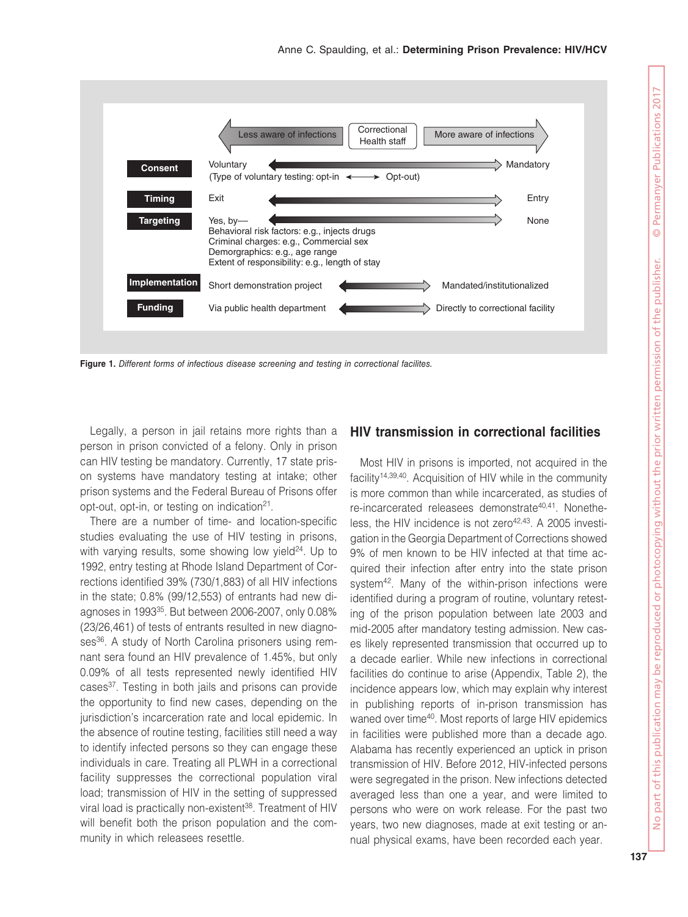| | Less aware of infections ← Correctional Health staff → More aware of infections | |
|---|---|---|
| **Consent** | Voluntary (Type of voluntary testing: opt-in ↔ Opt-out) | Mandatory |
| **Timing** | Exit | Entry |
| **Targeting** | Yes, by— Behavioral risk factors: e.g., injects drugs; Criminal charges: e.g., Commercial sex; Demorgraphics: e.g., age range; Extent of responsibility: e.g., length of stay | None |
| **Implementation** | Short demonstration project | Mandated/institutionalized |
| **Funding** | Via public health department | Directly to correctional facility |

**Figure 1.** *Different forms of infectious disease screening and testing in correctional facilites.*

Legally, a person in jail retains more rights than a person in prison convicted of a felony. Only in prison can HIV testing be mandatory. Currently, 17 state prison systems have mandatory testing at intake; other prison systems and the Federal Bureau of Prisons offer opt-out, opt-in, or testing on indication[21].

There are a number of time- and location-specific studies evaluating the use of HIV testing in prisons, with varying results, some showing low yield[24]. Up to 1992, entry testing at Rhode Island Department of Corrections identified 39% (730/1,883) of all HIV infections in the state; 0.8% (99/12,553) of entrants had new diagnoses in 1993[35]. But between 2006-2007, only 0.08% (23/26,461) of tests of entrants resulted in new diagnoses[36]. A study of North Carolina prisoners using remnant sera found an HIV prevalence of 1.45%, but only 0.09% of all tests represented newly identified HIV cases[37]. Testing in both jails and prisons can provide the opportunity to find new cases, depending on the jurisdiction's incarceration rate and local epidemic. In the absence of routine testing, facilities still need a way to identify infected persons so they can engage these individuals in care. Treating all PLWH in a correctional facility suppresses the correctional population viral load; transmission of HIV in the setting of suppressed viral load is practically non-existent[38]. Treatment of HIV will benefit both the prison population and the community in which releasees resettle.

## HIV transmission in correctional facilities

Most HIV in prisons is imported, not acquired in the facility[14,39,40]. Acquisition of HIV while in the community is more common than while incarcerated, as studies of re-incarcerated releasees demonstrate[40,41]. Nonetheless, the HIV incidence is not zero[42,43]. A 2005 investigation in the Georgia Department of Corrections showed 9% of men known to be HIV infected at that time acquired their infection after entry into the state prison system[42]. Many of the within-prison infections were identified during a program of routine, voluntary retesting of the prison population between late 2003 and mid-2005 after mandatory testing admission. New cases likely represented transmission that occurred up to a decade earlier. While new infections in correctional facilities do continue to arise (Appendix, Table 2), the incidence appears low, which may explain why interest in publishing reports of in-prison transmission has waned over time[40]. Most reports of large HIV epidemics in facilities were published more than a decade ago. Alabama has recently experienced an uptick in prison transmission of HIV. Before 2012, HIV-infected persons were segregated in the prison. New infections detected averaged less than one a year, and were limited to persons who were on work release. For the past two years, two new diagnoses, made at exit testing or annual physical exams, have been recorded each year.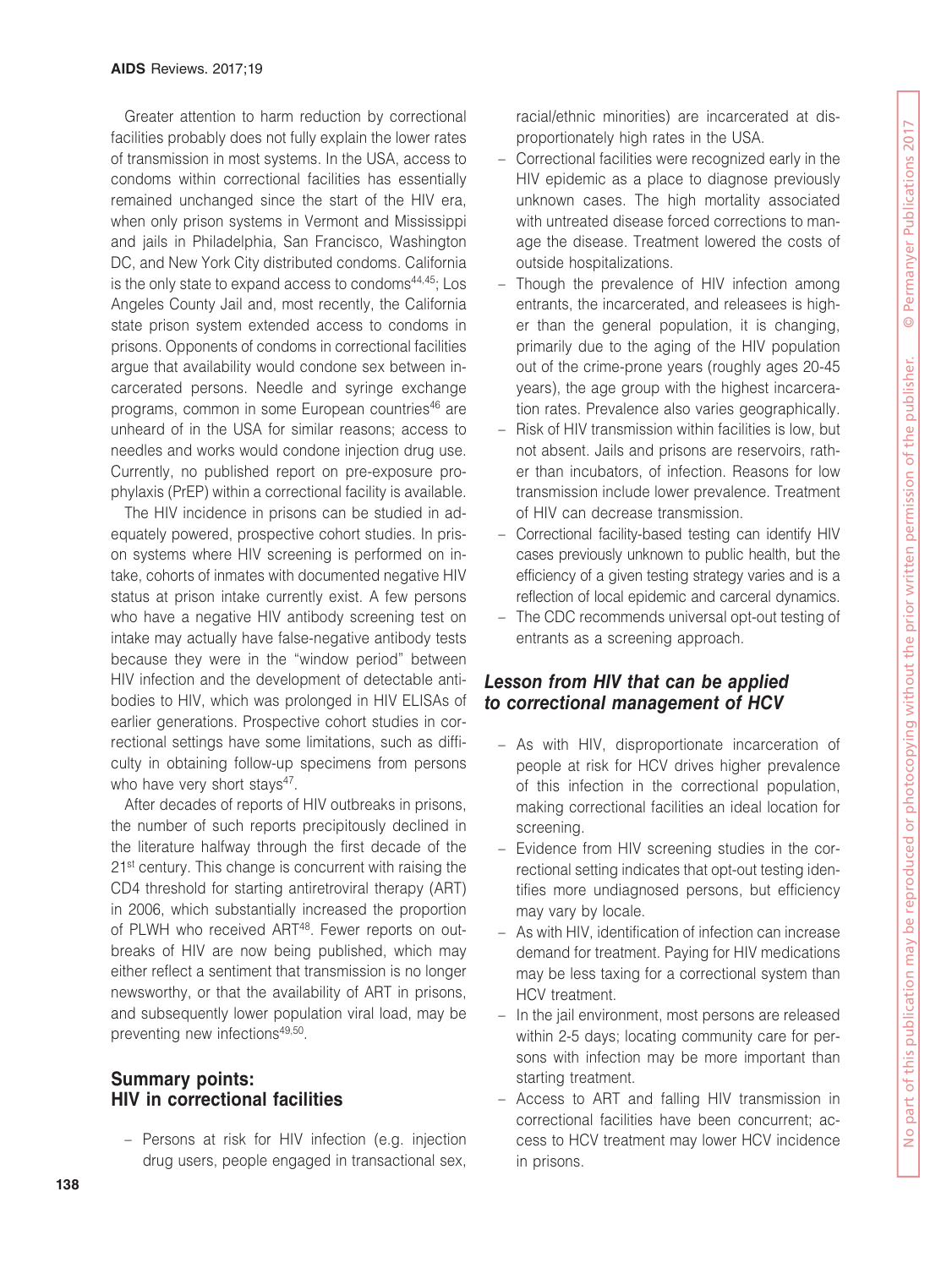Greater attention to harm reduction by correctional facilities probably does not fully explain the lower rates of transmission in most systems. In the USA, access to condoms within correctional facilities has essentially remained unchanged since the start of the HIV era, when only prison systems in Vermont and Mississippi and jails in Philadelphia, San Francisco, Washington DC, and New York City distributed condoms. California is the only state to expand access to condoms[44,45]; Los Angeles County Jail and, most recently, the California state prison system extended access to condoms in prisons. Opponents of condoms in correctional facilities argue that availability would condone sex between incarcerated persons. Needle and syringe exchange programs, common in some European countries[46] are unheard of in the USA for similar reasons; access to needles and works would condone injection drug use. Currently, no published report on pre-exposure prophylaxis (PrEP) within a correctional facility is available.

The HIV incidence in prisons can be studied in adequately powered, prospective cohort studies. In prison systems where HIV screening is performed on intake, cohorts of inmates with documented negative HIV status at prison intake currently exist. A few persons who have a negative HIV antibody screening test on intake may actually have false-negative antibody tests because they were in the "window period" between HIV infection and the development of detectable antibodies to HIV, which was prolonged in HIV ELISAs of earlier generations. Prospective cohort studies in correctional settings have some limitations, such as difficulty in obtaining follow-up specimens from persons who have very short stays[47].

After decades of reports of HIV outbreaks in prisons, the number of such reports precipitously declined in the literature halfway through the first decade of the 21st century. This change is concurrent with raising the CD4 threshold for starting antiretroviral therapy (ART) in 2006, which substantially increased the proportion of PLWH who received ART[48]. Fewer reports on outbreaks of HIV are now being published, which may either reflect a sentiment that transmission is no longer newsworthy, or that the availability of ART in prisons, and subsequently lower population viral load, may be preventing new infections[49,50].

## Summary points: HIV in correctional facilities

- Persons at risk for HIV infection (e.g. injection drug users, people engaged in transactional sex, racial/ethnic minorities) are incarcerated at disproportionately high rates in the USA.
- Correctional facilities were recognized early in the HIV epidemic as a place to diagnose previously unknown cases. The high mortality associated with untreated disease forced corrections to manage the disease. Treatment lowered the costs of outside hospitalizations.
- Though the prevalence of HIV infection among entrants, the incarcerated, and releasees is higher than the general population, it is changing, primarily due to the aging of the HIV population out of the crime-prone years (roughly ages 20-45 years), the age group with the highest incarceration rates. Prevalence also varies geographically.
- Risk of HIV transmission within facilities is low, but not absent. Jails and prisons are reservoirs, rather than incubators, of infection. Reasons for low transmission include lower prevalence. Treatment of HIV can decrease transmission.
- Correctional facility-based testing can identify HIV cases previously unknown to public health, but the efficiency of a given testing strategy varies and is a reflection of local epidemic and carceral dynamics.
- The CDC recommends universal opt-out testing of entrants as a screening approach.

### *Lesson from HIV that can be applied to correctional management of HCV*

- As with HIV, disproportionate incarceration of people at risk for HCV drives higher prevalence of this infection in the correctional population, making correctional facilities an ideal location for screening.
- Evidence from HIV screening studies in the correctional setting indicates that opt-out testing identifies more undiagnosed persons, but efficiency may vary by locale.
- As with HIV, identification of infection can increase demand for treatment. Paying for HIV medications may be less taxing for a correctional system than HCV treatment.
- In the jail environment, most persons are released within 2-5 days; locating community care for persons with infection may be more important than starting treatment.
- Access to ART and falling HIV transmission in correctional facilities have been concurrent; access to HCV treatment may lower HCV incidence in prisons.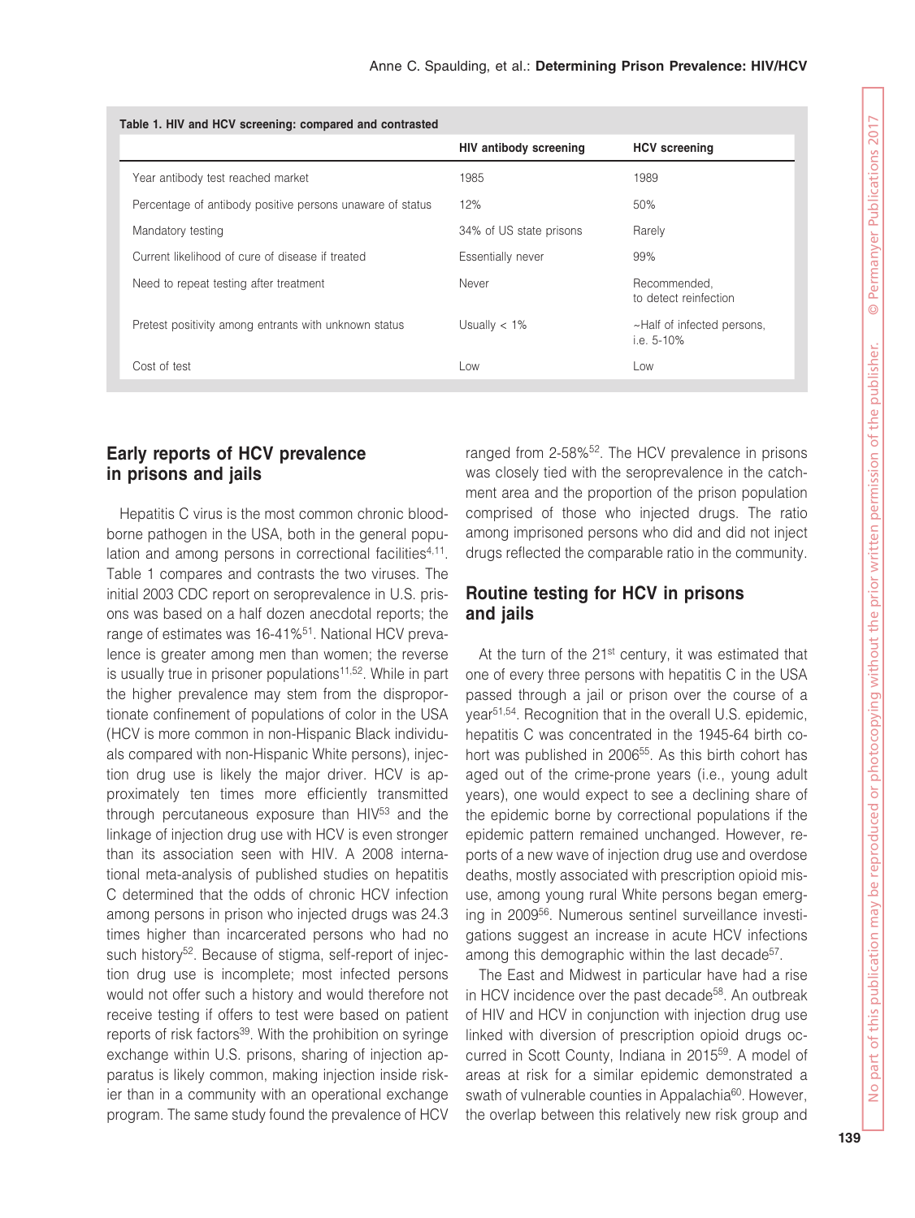**Table 1. HIV and HCV screening: compared and contrasted**

| | HIV antibody screening | HCV screening |
|---|---|---|
| Year antibody test reached market | 1985 | 1989 |
| Percentage of antibody positive persons unaware of status | 12% | 50% |
| Mandatory testing | 34% of US state prisons | Rarely |
| Current likelihood of cure of disease if treated | Essentially never | 99% |
| Need to repeat testing after treatment | Never | Recommended, to detect reinfection |
| Pretest positivity among entrants with unknown status | Usually < 1% | ~Half of infected persons, i.e. 5-10% |
| Cost of test | Low | Low |

## Early reports of HCV prevalence in prisons and jails

Hepatitis C virus is the most common chronic blood-borne pathogen in the USA, both in the general population and among persons in correctional facilities[4,11]. Table 1 compares and contrasts the two viruses. The initial 2003 CDC report on seroprevalence in U.S. prisons was based on a half dozen anecdotal reports; the range of estimates was 16-41%[51]. National HCV prevalence is greater among men than women; the reverse is usually true in prisoner populations[11,52]. While in part the higher prevalence may stem from the disproportionate confinement of populations of color in the USA (HCV is more common in non-Hispanic Black individuals compared with non-Hispanic White persons), injection drug use is likely the major driver. HCV is approximately ten times more efficiently transmitted through percutaneous exposure than HIV[53] and the linkage of injection drug use with HCV is even stronger than its association seen with HIV. A 2008 international meta-analysis of published studies on hepatitis C determined that the odds of chronic HCV infection among persons in prison who injected drugs was 24.3 times higher than incarcerated persons who had no such history[52]. Because of stigma, self-report of injection drug use is incomplete; most infected persons would not offer such a history and would therefore not receive testing if offers to test were based on patient reports of risk factors[39]. With the prohibition on syringe exchange within U.S. prisons, sharing of injection apparatus is likely common, making injection inside riskier than in a community with an operational exchange program. The same study found the prevalence of HCV ranged from 2-58%[52]. The HCV prevalence in prisons was closely tied with the seroprevalence in the catchment area and the proportion of the prison population comprised of those who injected drugs. The ratio among imprisoned persons who did and did not inject drugs reflected the comparable ratio in the community.

## Routine testing for HCV in prisons and jails

At the turn of the 21st century, it was estimated that one of every three persons with hepatitis C in the USA passed through a jail or prison over the course of a year[51,54]. Recognition that in the overall U.S. epidemic, hepatitis C was concentrated in the 1945-64 birth cohort was published in 2006[55]. As this birth cohort has aged out of the crime-prone years (i.e., young adult years), one would expect to see a declining share of the epidemic borne by correctional populations if the epidemic pattern remained unchanged. However, reports of a new wave of injection drug use and overdose deaths, mostly associated with prescription opioid misuse, among young rural White persons began emerging in 2009[56]. Numerous sentinel surveillance investigations suggest an increase in acute HCV infections among this demographic within the last decade[57].

The East and Midwest in particular have had a rise in HCV incidence over the past decade[58]. An outbreak of HIV and HCV in conjunction with injection drug use linked with diversion of prescription opioid drugs occurred in Scott County, Indiana in 2015[59]. A model of areas at risk for a similar epidemic demonstrated a swath of vulnerable counties in Appalachia[60]. However, the overlap between this relatively new risk group and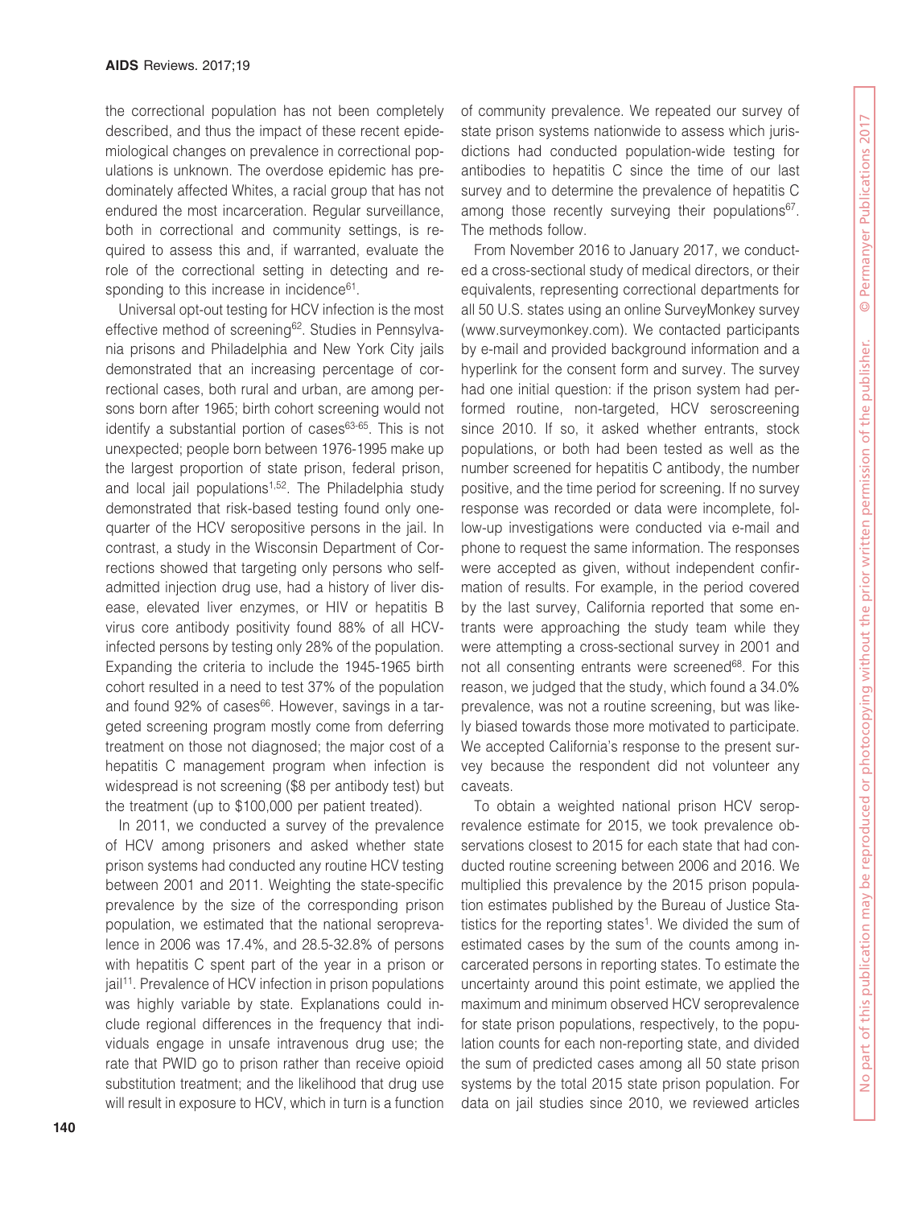the correctional population has not been completely described, and thus the impact of these recent epidemiological changes on prevalence in correctional populations is unknown. The overdose epidemic has predominately affected Whites, a racial group that has not endured the most incarceration. Regular surveillance, both in correctional and community settings, is required to assess this and, if warranted, evaluate the role of the correctional setting in detecting and responding to this increase in incidence[61].

Universal opt-out testing for HCV infection is the most effective method of screening[62]. Studies in Pennsylvania prisons and Philadelphia and New York City jails demonstrated that an increasing percentage of correctional cases, both rural and urban, are among persons born after 1965; birth cohort screening would not identify a substantial portion of cases[63-65]. This is not unexpected; people born between 1976-1995 make up the largest proportion of state prison, federal prison, and local jail populations[1,52]. The Philadelphia study demonstrated that risk-based testing found only one-quarter of the HCV seropositive persons in the jail. In contrast, a study in the Wisconsin Department of Corrections showed that targeting only persons who self-admitted injection drug use, had a history of liver disease, elevated liver enzymes, or HIV or hepatitis B virus core antibody positivity found 88% of all HCV-infected persons by testing only 28% of the population. Expanding the criteria to include the 1945-1965 birth cohort resulted in a need to test 37% of the population and found 92% of cases[66]. However, savings in a targeted screening program mostly come from deferring treatment on those not diagnosed; the major cost of a hepatitis C management program when infection is widespread is not screening ($8 per antibody test) but the treatment (up to $100,000 per patient treated).

In 2011, we conducted a survey of the prevalence of HCV among prisoners and asked whether state prison systems had conducted any routine HCV testing between 2001 and 2011. Weighting the state-specific prevalence by the size of the corresponding prison population, we estimated that the national seroprevalence in 2006 was 17.4%, and 28.5-32.8% of persons with hepatitis C spent part of the year in a prison or jail[11]. Prevalence of HCV infection in prison populations was highly variable by state. Explanations could include regional differences in the frequency that individuals engage in unsafe intravenous drug use; the rate that PWID go to prison rather than receive opioid substitution treatment; and the likelihood that drug use will result in exposure to HCV, which in turn is a function of community prevalence. We repeated our survey of state prison systems nationwide to assess which jurisdictions had conducted population-wide testing for antibodies to hepatitis C since the time of our last survey and to determine the prevalence of hepatitis C among those recently surveying their populations[67]. The methods follow.

From November 2016 to January 2017, we conducted a cross-sectional study of medical directors, or their equivalents, representing correctional departments for all 50 U.S. states using an online SurveyMonkey survey (www.surveymonkey.com). We contacted participants by e-mail and provided background information and a hyperlink for the consent form and survey. The survey had one initial question: if the prison system had performed routine, non-targeted, HCV seroscreening since 2010. If so, it asked whether entrants, stock populations, or both had been tested as well as the number screened for hepatitis C antibody, the number positive, and the time period for screening. If no survey response was recorded or data were incomplete, follow-up investigations were conducted via e-mail and phone to request the same information. The responses were accepted as given, without independent confirmation of results. For example, in the period covered by the last survey, California reported that some entrants were approaching the study team while they were attempting a cross-sectional survey in 2001 and not all consenting entrants were screened[68]. For this reason, we judged that the study, which found a 34.0% prevalence, was not a routine screening, but was likely biased towards those more motivated to participate. We accepted California's response to the present survey because the respondent did not volunteer any caveats.

To obtain a weighted national prison HCV seroprevalence estimate for 2015, we took prevalence observations closest to 2015 for each state that had conducted routine screening between 2006 and 2016. We multiplied this prevalence by the 2015 prison population estimates published by the Bureau of Justice Statistics for the reporting states[1]. We divided the sum of estimated cases by the sum of the counts among incarcerated persons in reporting states. To estimate the uncertainty around this point estimate, we applied the maximum and minimum observed HCV seroprevalence for state prison populations, respectively, to the population counts for each non-reporting state, and divided the sum of predicted cases among all 50 state prison systems by the total 2015 state prison population. For data on jail studies since 2010, we reviewed articles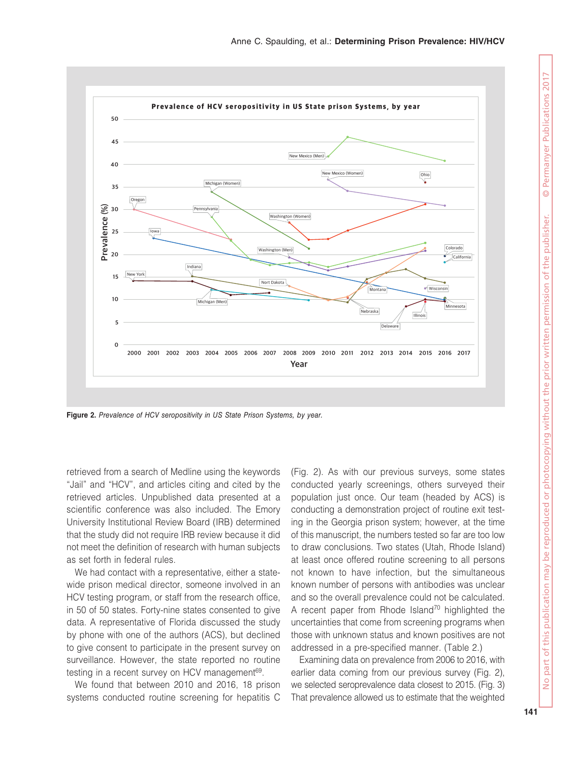**Figure 2.** *Prevalence of HCV seropositivity in US State Prison Systems, by year.*

retrieved from a search of Medline using the keywords "Jail" and "HCV", and articles citing and cited by the retrieved articles. Unpublished data presented at a scientific conference was also included. The Emory University Institutional Review Board (IRB) determined that the study did not require IRB review because it did not meet the definition of research with human subjects as set forth in federal rules.

We had contact with a representative, either a statewide prison medical director, someone involved in an HCV testing program, or staff from the research office, in 50 of 50 states. Forty-nine states consented to give data. A representative of Florida discussed the study by phone with one of the authors (ACS), but declined to give consent to participate in the present survey on surveillance. However, the state reported no routine testing in a recent survey on HCV management[69].

We found that between 2010 and 2016, 18 prison systems conducted routine screening for hepatitis C (Fig. 2). As with our previous surveys, some states conducted yearly screenings, others surveyed their population just once. Our team (headed by ACS) is conducting a demonstration project of routine exit testing in the Georgia prison system; however, at the time of this manuscript, the numbers tested so far are too low to draw conclusions. Two states (Utah, Rhode Island) at least once offered routine screening to all persons not known to have infection, but the simultaneous known number of persons with antibodies was unclear and so the overall prevalence could not be calculated. A recent paper from Rhode Island[70] highlighted the uncertainties that come from screening programs when those with unknown status and known positives are not addressed in a pre-specified manner. (Table 2.)

Examining data on prevalence from 2006 to 2016, with earlier data coming from our previous survey (Fig. 2), we selected seroprevalence data closest to 2015. (Fig. 3) That prevalence allowed us to estimate that the weighted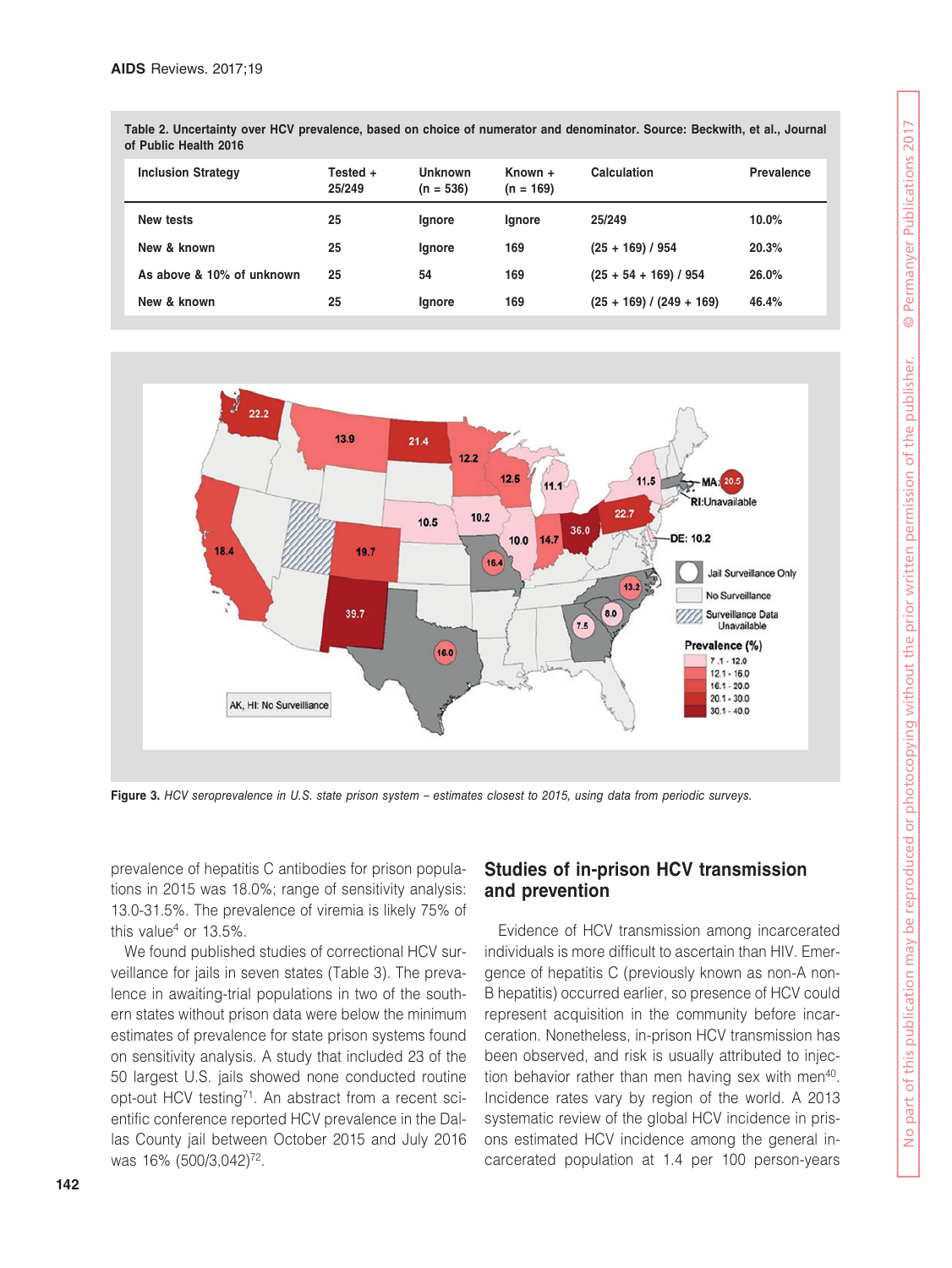**Table 2. Uncertainty over HCV prevalence, based on choice of numerator and denominator. Source: Beckwith, et al., Journal of Public Health 2016**

| Inclusion Strategy | Tested + 25/249 | Unknown (n = 536) | Known + (n = 169) | Calculation | Prevalence |
|---|---|---|---|---|---|
| New tests | 25 | Ignore | Ignore | 25/249 | 10.0% |
| New & known | 25 | Ignore | 169 | (25 + 169) / 954 | 20.3% |
| As above & 10% of unknown | 25 | 54 | 169 | (25 + 54 + 169) / 954 | 26.0% |
| New & known | 25 | Ignore | 169 | (25 + 169) / (249 + 169) | 46.4% |

**Figure 3.** *HCV seroprevalence in U.S. state prison system – estimates closest to 2015, using data from periodic surveys.*

prevalence of hepatitis C antibodies for prison populations in 2015 was 18.0%; range of sensitivity analysis: 13.0-31.5%. The prevalence of viremia is likely 75% of this value[4] or 13.5%.

We found published studies of correctional HCV surveillance for jails in seven states (Table 3). The prevalence in awaiting-trial populations in two of the southern states without prison data were below the minimum estimates of prevalence for state prison systems found on sensitivity analysis. A study that included 23 of the 50 largest U.S. jails showed none conducted routine opt-out HCV testing[71]. An abstract from a recent scientific conference reported HCV prevalence in the Dallas County jail between October 2015 and July 2016 was 16% (500/3,042)[72].

## Studies of in-prison HCV transmission and prevention

Evidence of HCV transmission among incarcerated individuals is more difficult to ascertain than HIV. Emergence of hepatitis C (previously known as non-A non-B hepatitis) occurred earlier, so presence of HCV could represent acquisition in the community before incarceration. Nonetheless, in-prison HCV transmission has been observed, and risk is usually attributed to injection behavior rather than men having sex with men[40]. Incidence rates vary by region of the world. A 2013 systematic review of the global HCV incidence in prisons estimated HCV incidence among the general incarcerated population at 1.4 per 100 person-years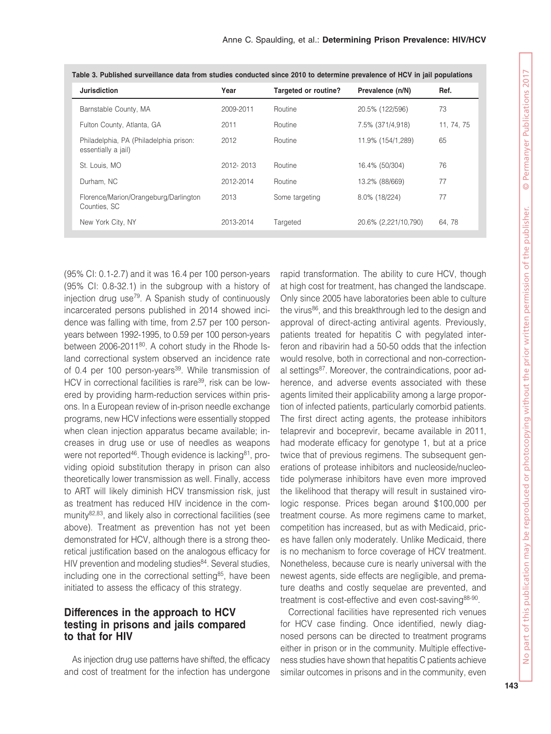**Table 3. Published surveillance data from studies conducted since 2010 to determine prevalence of HCV in jail populations**

| Jurisdiction | Year | Targeted or routine? | Prevalence (n/N) | Ref. |
|---|---|---|---|---|
| Barnstable County, MA | 2009-2011 | Routine | 20.5% (122/596) | 73 |
| Fulton County, Atlanta, GA | 2011 | Routine | 7.5% (371/4,918) | 11, 74, 75 |
| Philadelphia, PA (Philadelphia prison: essentially a jail) | 2012 | Routine | 11.9% (154/1,289) | 65 |
| St. Louis, MO | 2012- 2013 | Routine | 16.4% (50/304) | 76 |
| Durham, NC | 2012-2014 | Routine | 13.2% (88/669) | 77 |
| Florence/Marion/Orangeburg/Darlington Counties, SC | 2013 | Some targeting | 8.0% (18/224) | 77 |
| New York City, NY | 2013-2014 | Targeted | 20.6% (2,221/10,790) | 64, 78 |

(95% CI: 0.1-2.7) and it was 16.4 per 100 person-years (95% CI: 0.8-32.1) in the subgroup with a history of injection drug use[79]. A Spanish study of continuously incarcerated persons published in 2014 showed incidence was falling with time, from 2.57 per 100 person-years between 1992-1995, to 0.59 per 100 person-years between 2006-2011[80]. A cohort study in the Rhode Island correctional system observed an incidence rate of 0.4 per 100 person-years[39]. While transmission of HCV in correctional facilities is rare[39], risk can be lowered by providing harm-reduction services within prisons. In a European review of in-prison needle exchange programs, new HCV infections were essentially stopped when clean injection apparatus became available; increases in drug use or use of needles as weapons were not reported[46]. Though evidence is lacking[81], providing opioid substitution therapy in prison can also theoretically lower transmission as well. Finally, access to ART will likely diminish HCV transmission risk, just as treatment has reduced HIV incidence in the community[82,83], and likely also in correctional facilities (see above). Treatment as prevention has not yet been demonstrated for HCV, although there is a strong theoretical justification based on the analogous efficacy for HIV prevention and modeling studies[84]. Several studies, including one in the correctional setting[85], have been initiated to assess the efficacy of this strategy.

## Differences in the approach to HCV testing in prisons and jails compared to that for HIV

As injection drug use patterns have shifted, the efficacy and cost of treatment for the infection has undergone rapid transformation. The ability to cure HCV, though at high cost for treatment, has changed the landscape. Only since 2005 have laboratories been able to culture the virus[86], and this breakthrough led to the design and approval of direct-acting antiviral agents. Previously, patients treated for hepatitis C with pegylated interferon and ribavirin had a 50-50 odds that the infection would resolve, both in correctional and non-correctional settings[87]. Moreover, the contraindications, poor adherence, and adverse events associated with these agents limited their applicability among a large proportion of infected patients, particularly comorbid patients. The first direct acting agents, the protease inhibitors telaprevir and boceprevir, became available in 2011, had moderate efficacy for genotype 1, but at a price twice that of previous regimens. The subsequent generations of protease inhibitors and nucleoside/nucleotide polymerase inhibitors have even more improved the likelihood that therapy will result in sustained virologic response. Prices began around $100,000 per treatment course. As more regimens came to market, competition has increased, but as with Medicaid, prices have fallen only moderately. Unlike Medicaid, there is no mechanism to force coverage of HCV treatment. Nonetheless, because cure is nearly universal with the newest agents, side effects are negligible, and premature deaths and costly sequelae are prevented, and treatment is cost-effective and even cost-saving[88-90].

Correctional facilities have represented rich venues for HCV case finding. Once identified, newly diagnosed persons can be directed to treatment programs either in prison or in the community. Multiple effectiveness studies have shown that hepatitis C patients achieve similar outcomes in prisons and in the community, even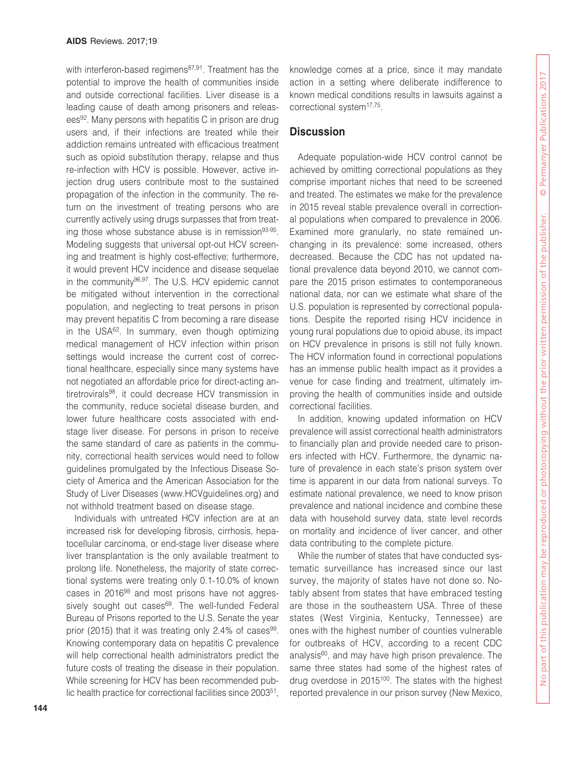with interferon-based regimens[87,91]. Treatment has the potential to improve the health of communities inside and outside correctional facilities. Liver disease is a leading cause of death among prisoners and releasees[92]. Many persons with hepatitis C in prison are drug users and, if their infections are treated while their addiction remains untreated with efficacious treatment such as opioid substitution therapy, relapse and thus re-infection with HCV is possible. However, active injection drug users contribute most to the sustained propagation of the infection in the community. The return on the investment of treating persons who are currently actively using drugs surpasses that from treating those whose substance abuse is in remission[93-95]. Modeling suggests that universal opt-out HCV screening and treatment is highly cost-effective; furthermore, it would prevent HCV incidence and disease sequelae in the community[96,97]. The U.S. HCV epidemic cannot be mitigated without intervention in the correctional population, and neglecting to treat persons in prison may prevent hepatitis C from becoming a rare disease in the USA[62]. In summary, even though optimizing medical management of HCV infection within prison settings would increase the current cost of correctional healthcare, especially since many systems have not negotiated an affordable price for direct-acting antiretrovirals[98], it could decrease HCV transmission in the community, reduce societal disease burden, and lower future healthcare costs associated with end-stage liver disease. For persons in prison to receive the same standard of care as patients in the community, correctional health services would need to follow guidelines promulgated by the Infectious Disease Society of America and the American Association for the Study of Liver Diseases (www.HCVguidelines.org) and not withhold treatment based on disease stage.

Individuals with untreated HCV infection are at an increased risk for developing fibrosis, cirrhosis, hepatocellular carcinoma, or end-stage liver disease where liver transplantation is the only available treatment to prolong life. Nonetheless, the majority of state correctional systems were treating only 0.1-10.0% of known cases in 2016[98] and most prisons have not aggressively sought out cases[69]. The well-funded Federal Bureau of Prisons reported to the U.S. Senate the year prior (2015) that it was treating only 2.4% of cases[99]. Knowing contemporary data on hepatitis C prevalence will help correctional health administrators predict the future costs of treating the disease in their population. While screening for HCV has been recommended public health practice for correctional facilities since 2003[51], knowledge comes at a price, since it may mandate action in a setting where deliberate indifference to known medical conditions results in lawsuits against a correctional system[17,75].

## Discussion

Adequate population-wide HCV control cannot be achieved by omitting correctional populations as they comprise important niches that need to be screened and treated. The estimates we make for the prevalence in 2015 reveal stable prevalence overall in correctional populations when compared to prevalence in 2006. Examined more granularly, no state remained unchanging in its prevalence: some increased, others decreased. Because the CDC has not updated national prevalence data beyond 2010, we cannot compare the 2015 prison estimates to contemporaneous national data, nor can we estimate what share of the U.S. population is represented by correctional populations. Despite the reported rising HCV incidence in young rural populations due to opioid abuse, its impact on HCV prevalence in prisons is still not fully known. The HCV information found in correctional populations has an immense public health impact as it provides a venue for case finding and treatment, ultimately improving the health of communities inside and outside correctional facilities.

In addition, knowing updated information on HCV prevalence will assist correctional health administrators to financially plan and provide needed care to prisoners infected with HCV. Furthermore, the dynamic nature of prevalence in each state's prison system over time is apparent in our data from national surveys. To estimate national prevalence, we need to know prison prevalence and national incidence and combine these data with household survey data, state level records on mortality and incidence of liver cancer, and other data contributing to the complete picture.

While the number of states that have conducted systematic surveillance has increased since our last survey, the majority of states have not done so. Notably absent from states that have embraced testing are those in the southeastern USA. Three of these states (West Virginia, Kentucky, Tennessee) are ones with the highest number of counties vulnerable for outbreaks of HCV, according to a recent CDC analysis[60], and may have high prison prevalence. The same three states had some of the highest rates of drug overdose in 2015[100]. The states with the highest reported prevalence in our prison survey (New Mexico,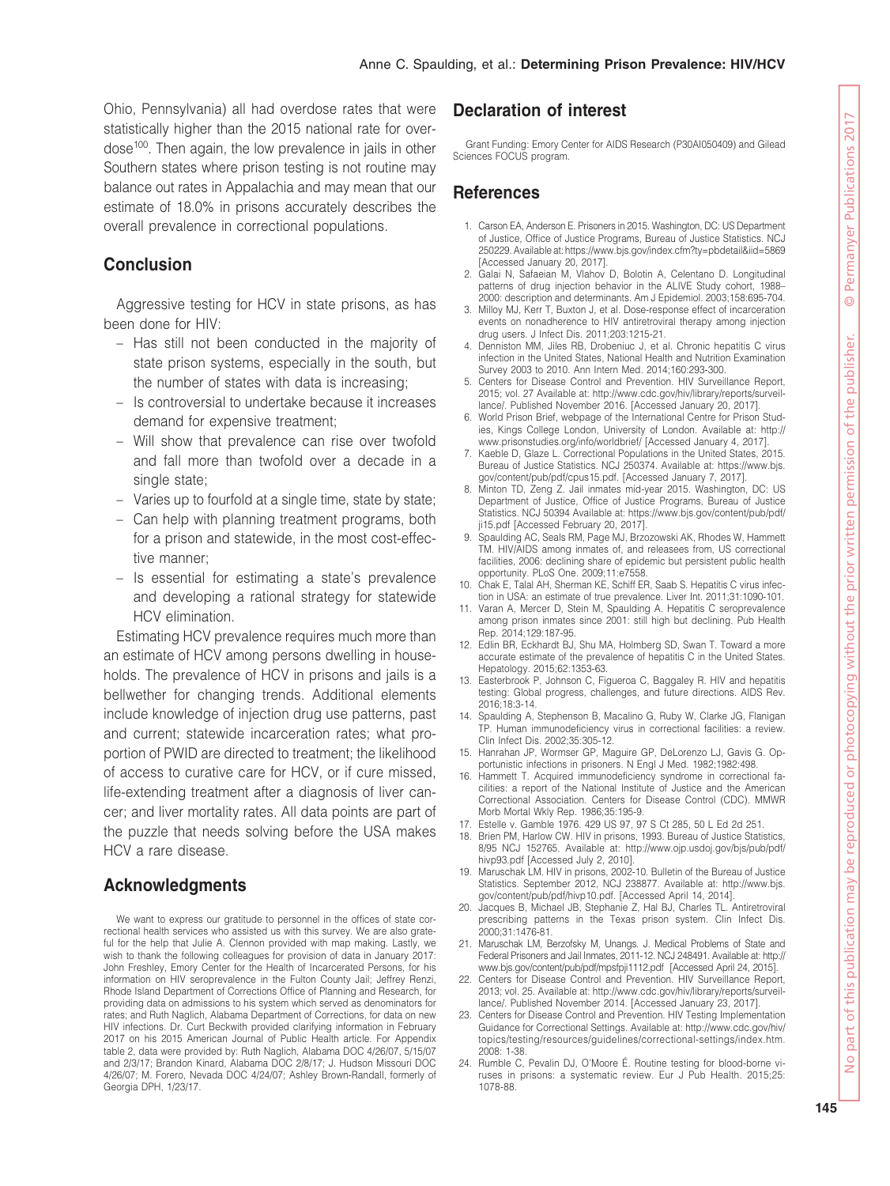Ohio, Pennsylvania) all had overdose rates that were statistically higher than the 2015 national rate for overdose[100]. Then again, the low prevalence in jails in other Southern states where prison testing is not routine may balance out rates in Appalachia and may mean that our estimate of 18.0% in prisons accurately describes the overall prevalence in correctional populations.

## Conclusion

Aggressive testing for HCV in state prisons, as has been done for HIV:

- Has still not been conducted in the majority of state prison systems, especially in the south, but the number of states with data is increasing;
- Is controversial to undertake because it increases demand for expensive treatment;
- Will show that prevalence can rise over twofold and fall more than twofold over a decade in a single state;
- Varies up to fourfold at a single time, state by state;
- Can help with planning treatment programs, both for a prison and statewide, in the most cost-effective manner;
- Is essential for estimating a state's prevalence and developing a rational strategy for statewide HCV elimination.

Estimating HCV prevalence requires much more than an estimate of HCV among persons dwelling in households. The prevalence of HCV in prisons and jails is a bellwether for changing trends. Additional elements include knowledge of injection drug use patterns, past and current; statewide incarceration rates; what proportion of PWID are directed to treatment; the likelihood of access to curative care for HCV, or if cure missed, life-extending treatment after a diagnosis of liver cancer; and liver mortality rates. All data points are part of the puzzle that needs solving before the USA makes HCV a rare disease.

## Acknowledgments

We want to express our gratitude to personnel in the offices of state correctional health services who assisted us with this survey. We are also grateful for the help that Julie A. Clennon provided with map making. Lastly, we wish to thank the following colleagues for provision of data in January 2017: John Freshley, Emory Center for the Health of Incarcerated Persons, for his information on HIV seroprevalence in the Fulton County Jail; Jeffrey Renzi, Rhode Island Department of Corrections Office of Planning and Research, for providing data on admissions to his system which served as denominators for rates; and Ruth Naglich, Alabama Department of Corrections, for data on new HIV infections. Dr. Curt Beckwith provided clarifying information in February 2017 on his 2015 American Journal of Public Health article. For Appendix table 2, data were provided by: Ruth Naglich, Alabama DOC 4/26/07, 5/15/07 and 2/3/17; Brandon Kinard, Alabama DOC 2/8/17; J. Hudson Missouri DOC 4/26/07; M. Forero, Nevada DOC 4/24/07; Ashley Brown-Randall, formerly of Georgia DPH, 1/23/17.

## Declaration of interest

Grant Funding: Emory Center for AIDS Research (P30AI050409) and Gilead Sciences FOCUS program.

## References

1. Carson EA, Anderson E. Prisoners in 2015. Washington, DC: US Department of Justice, Office of Justice Programs, Bureau of Justice Statistics. NCJ 250229. Available at: https://www.bjs.gov/index.cfm?ty=pbdetail&iid=5869 [Accessed January 20, 2017].
2. Galai N, Safaeian M, Vlahov D, Bolotin A, Celentano D. Longitudinal patterns of drug injection behavior in the ALIVE Study cohort, 1988–2000: description and determinants. Am J Epidemiol. 2003;158:695-704.
3. Milloy MJ, Kerr T, Buxton J, et al. Dose-response effect of incarceration events on nonadherence to HIV antiretroviral therapy among injection drug users. J Infect Dis. 2011;203:1215-21.
4. Denniston MM, Jiles RB, Drobeniuc J, et al. Chronic hepatitis C virus infection in the United States, National Health and Nutrition Examination Survey 2003 to 2010. Ann Intern Med. 2014;160:293-300.
5. Centers for Disease Control and Prevention. HIV Surveillance Report, 2015; vol. 27 Available at: http://www.cdc.gov/hiv/library/reports/surveillance/. Published November 2016. [Accessed January 20, 2017].
6. World Prison Brief, webpage of the International Centre for Prison Studies, Kings College London, University of London. Available at: http://www.prisonstudies.org/info/worldbrief/ [Accessed January 4, 2017].
7. Kaeble D, Glaze L. Correctional Populations in the United States, 2015. Bureau of Justice Statistics. NCJ 250374. Available at: https://www.bjs.gov/content/pub/pdf/cpus15.pdf. [Accessed January 7, 2017].
8. Minton TD, Zeng Z. Jail inmates mid-year 2015. Washington, DC: US Department of Justice, Office of Justice Programs, Bureau of Justice Statistics. NCJ 50394 Available at: https://www.bjs.gov/content/pub/pdf/ji15.pdf [Accessed February 20, 2017].
9. Spaulding AC, Seals RM, Page MJ, Brzozowski AK, Rhodes W, Hammett TM. HIV/AIDS among inmates of, and releasees from, US correctional facilities, 2006: declining share of epidemic but persistent public health opportunity. PLoS One. 2009;11:e7558.
10. Chak E, Talal AH, Sherman KE, Schiff ER, Saab S. Hepatitis C virus infection in USA: an estimate of true prevalence. Liver Int. 2011;31:1090-101.
11. Varan A, Mercer D, Stein M, Spaulding A. Hepatitis C seroprevalence among prison inmates since 2001: still high but declining. Pub Health Rep. 2014;129:187-95.
12. Edlin BR, Eckhardt BJ, Shu MA, Holmberg SD, Swan T. Toward a more accurate estimate of the prevalence of hepatitis C in the United States. Hepatology. 2015;62:1353-63.
13. Easterbrook P, Johnson C, Figueroa C, Baggaley R. HIV and hepatitis testing: Global progress, challenges, and future directions. AIDS Rev. 2016;18:3-14.
14. Spaulding A, Stephenson B, Macalino G, Ruby W, Clarke JG, Flanigan TP. Human immunodeficiency virus in correctional facilities: a review. Clin Infect Dis. 2002;35:305-12.
15. Hanrahan JP, Wormser GP, Maguire GP, DeLorenzo LJ, Gavis G. Opportunistic infections in prisoners. N Engl J Med. 1982;1982:498.
16. Hammett T. Acquired immunodeficiency syndrome in correctional facilities: a report of the National Institute of Justice and the American Correctional Association. Centers for Disease Control (CDC). MMWR Morb Mortal Wkly Rep. 1986;35:195-9.
17. Estelle v. Gamble 1976. 429 US 97, 97 S Ct 285, 50 L Ed 2d 251.
18. Brien PM, Harlow CW. HIV in prisons, 1993. Bureau of Justice Statistics, 8/95 NCJ 152765. Available at: http://www.ojp.usdoj.gov/bjs/pub/pdf/hivp93.pdf [Accessed July 2, 2010].
19. Maruschak LM. HIV in prisons, 2002-10. Bulletin of the Bureau of Justice Statistics. September 2012, NCJ 238877. Available at: http://www.bjs.gov/content/pub/pdf/hivp10.pdf. [Accessed April 14, 2014].
20. Jacques B, Michael JB, Stephanie Z, Hal BJ, Charles TL. Antiretroviral prescribing patterns in the Texas prison system. Clin Infect Dis. 2000;31:1476-81.
21. Maruschak LM, Berzofsky M, Unangs. J. Medical Problems of State and Federal Prisoners and Jail Inmates, 2011-12. NCJ 248491. Available at: http://www.bjs.gov/content/pub/pdf/mpsfpji1112.pdf [Accessed April 24, 2015].
22. Centers for Disease Control and Prevention. HIV Surveillance Report, 2013; vol. 25. Available at: http://www.cdc.gov/hiv/library/reports/surveillance/. Published November 2014. [Accessed January 23, 2017].
23. Centers for Disease Control and Prevention. HIV Testing Implementation Guidance for Correctional Settings. Available at: http://www.cdc.gov/hiv/topics/testing/resources/guidelines/correctional-settings/index.htm. 2008: 1-38.
24. Rumble C, Pevalin DJ, O'Moore É. Routine testing for blood-borne viruses in prisons: a systematic review. Eur J Pub Health. 2015;25:1078-88.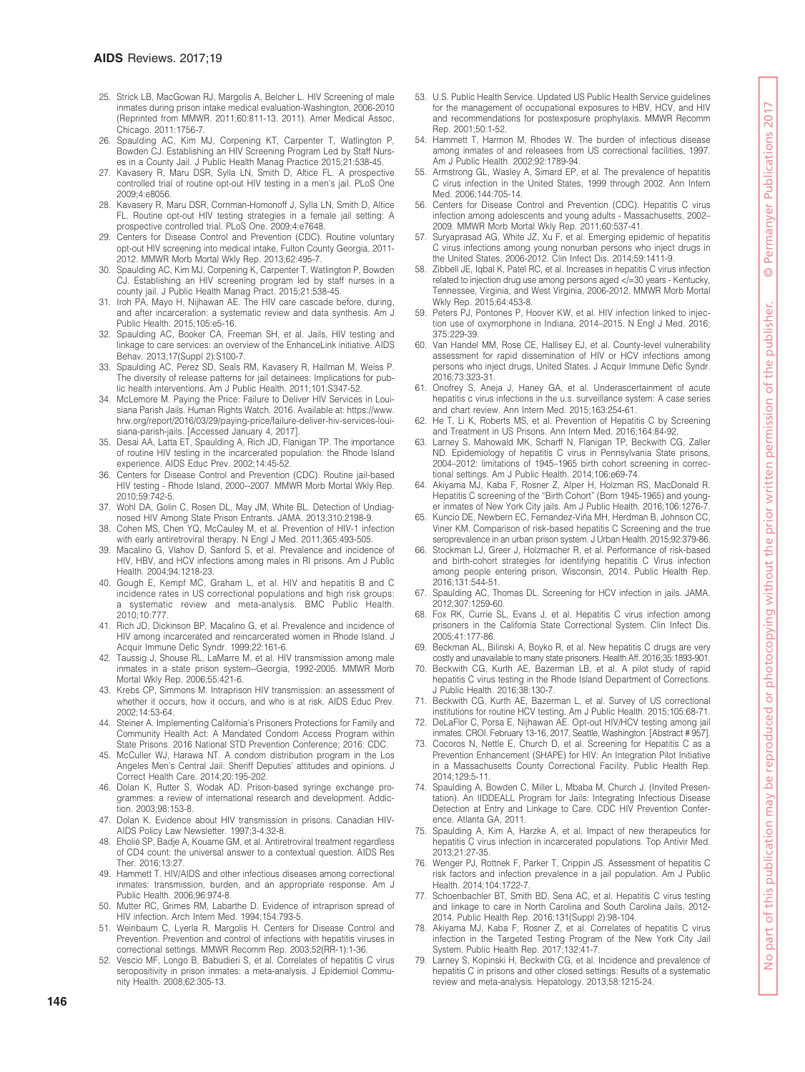25. Strick LB, MacGowan RJ, Margolis A, Belcher L. HIV Screening of male inmates during prison intake medical evaluation-Washington, 2006-2010 (Reprinted from MMWR. 2011;60:811-13. 2011). Amer Medical Assoc, Chicago. 2011:1756-7.
26. Spaulding AC, Kim MJ, Corpening KT, Carpenter T, Watlington P, Bowden CJ. Establishing an HIV Screening Program Led by Staff Nurses in a County Jail. J Public Health Manag Practice 2015;21:538-45.
27. Kavasery R, Maru DSR, Sylla LN, Smith D, Altice FL. A prospective controlled trial of routine opt-out HIV testing in a men's jail. PLoS One 2009;4:e8056.
28. Kavasery R, Maru DSR, Cornman-Homonoff J, Sylla LN, Smith D, Altice FL. Routine opt-out HIV testing strategies in a female jail setting: A prospective controlled trial. PLoS One. 2009;4:e7648.
29. Centers for Disease Control and Prevention (CDC). Routine voluntary opt-out HIV screening into medical intake, Fulton County Georgia, 2011-2012. MMWR Morb Mortal Wkly Rep. 2013;62:495-7.
30. Spaulding AC, Kim MJ, Corpening K, Carpenter T, Watlington P, Bowden CJ. Establishing an HIV screening program led by staff nurses in a county jail. J Public Health Manag Pract. 2015;21:538-45.
31. Iroh PA, Mayo H, Nijhawan AE. The HIV care cascade before, during, and after incarceration: a systematic review and data synthesis. Am J Public Health. 2015;105:e5-16.
32. Spaulding AC, Booker CA, Freeman SH, et al. Jails, HIV testing and linkage to care services: an overview of the EnhanceLink initiative. AIDS Behav. 2013;17(Suppl 2):S100-7.
33. Spaulding AC, Perez SD, Seals RM, Kavasery R, Hallman M, Weiss P. The diversity of release patterns for jail detainees: Implications for public health interventions. Am J Public Health. 2011;101:S347-52.
34. McLemore M. Paying the Price: Failure to Deliver HIV Services in Louisiana Parish Jails. Human Rights Watch. 2016. Available at: https://www.hrw.org/report/2016/03/29/paying-price/failure-deliver-hiv-services-louisiana-parish-jails. [Accessed January 4, 2017].
35. Desai AA, Latta ET, Spaulding A, Rich JD, Flanigan TP. The importance of routine HIV testing in the incarcerated population: the Rhode Island experience. AIDS Educ Prev. 2002;14:45-52.
36. Centers for Disease Control and Prevention (CDC). Routine jail-based HIV testing - Rhode Island, 2000--2007. MMWR Morb Mortal Wkly Rep. 2010;59:742-5.
37. Wohl DA, Golin C, Rosen DL, May JM, White BL. Detection of Undiagnosed HIV Among State Prison Entrants. JAMA. 2013;310:2198-9.
38. Cohen MS, Chen YQ, McCauley M, et al. Prevention of HIV-1 infection with early antiretroviral therapy. N Engl J Med. 2011;365:493-505.
39. Macalino G, Vlahov D, Sanford S, et al. Prevalence and incidence of HIV, HBV, and HCV infections among males in RI prisons. Am J Public Health. 2004;94:1218-23.
40. Gough E, Kempf MC, Graham L, et al. HIV and hepatitis B and C incidence rates in US correctional populations and high risk groups: a systematic review and meta-analysis. BMC Public Health. 2010;10:777.
41. Rich JD, Dickinson BP, Macalino G, et al. Prevalence and incidence of HIV among incarcerated and reincarcerated women in Rhode Island. J Acquir Immune Defic Syndr. 1999;22:161-6.
42. Taussig J, Shouse RL, LaMarre M, et al. HIV transmission among male inmates in a state prison system--Georgia, 1992-2005. MMWR Morb Mortal Wkly Rep. 2006;55:421-6.
43. Krebs CP, Simmons M. Intraprison HIV transmission: an assessment of whether it occurs, how it occurs, and who is at risk. AIDS Educ Prev. 2002;14:53-64.
44. Steiner A. Implementing California's Prisoners Protections for Family and Community Health Act: A Mandated Condom Access Program within State Prisons. 2016 National STD Prevention Conference; 2016: CDC.
45. McCuller WJ, Harawa NT. A condom distribution program in the Los Angeles Men's Central Jail: Sheriff Deputies' attitudes and opinions. J Correct Health Care. 2014;20:195-202.
46. Dolan K, Rutter S, Wodak AD. Prison-based syringe exchange programmes: a review of international research and development. Addiction. 2003;98:153-8.
47. Dolan K. Evidence about HIV transmission in prisons. Canadian HIV-AIDS Policy Law Newsletter. 1997;3-4:32-8.
48. Eholié SP, Badje A, Kouame GM, et al. Antiretroviral treatment regardless of CD4 count: the universal answer to a contextual question. AIDS Res Ther. 2016;13:27.
49. Hammett T. HIV/AIDS and other infectious diseases among correctional inmates: transmission, burden, and an appropriate response. Am J Public Health. 2006;96:974-8.
50. Mutter RC, Grimes RM, Labarthe D. Evidence of intraprison spread of HIV infection. Arch Intern Med. 1994;154:793-5.
51. Weinbaum C, Lyerla R, Margolis H. Centers for Disease Control and Prevention. Prevention and control of infections with hepatitis viruses in correctional settings. MMWR Recomm Rep. 2003;52(RR-1):1-36.
52. Vescio MF, Longo B, Babudieri S, et al. Correlates of hepatitis C virus seropositivity in prison inmates: a meta-analysis. J Epidemiol Community Health. 2008;62:305-13.
53. U.S. Public Health Service. Updated US Public Health Service guidelines for the management of occupational exposures to HBV, HCV, and HIV and recommendations for postexposure prophylaxis. MMWR Recomm Rep. 2001;50:1-52.
54. Hammett T, Harmon M, Rhodes W. The burden of infectious disease among inmates of and releasees from US correctional facilities, 1997. Am J Public Health. 2002;92:1789-94.
55. Armstrong GL, Wasley A, Simard EP, et al. The prevalence of hepatitis C virus infection in the United States, 1999 through 2002. Ann Intern Med. 2006;144:705-14.
56. Centers for Disease Control and Prevention (CDC). Hepatitis C virus infection among adolescents and young adults - Massachusetts, 2002–2009. MMWR Morb Mortal Wkly Rep. 2011;60:537-41.
57. Suryaprasad AG, White JZ, Xu F, et al. Emerging epidemic of hepatitis C virus infections among young nonurban persons who inject drugs in the United States, 2006-2012. Clin Infect Dis. 2014;59:1411-9.
58. Zibbell JE, Iqbal K, Patel RC, et al. Increases in hepatitis C virus infection related to injection drug use among persons aged </=30 years - Kentucky, Tennessee, Virginia, and West Virginia, 2006-2012. MMWR Morb Mortal Wkly Rep. 2015;64:453-8.
59. Peters PJ, Pontones P, Hoover KW, et al. HIV infection linked to injection use of oxymorphone in Indiana, 2014–2015. N Engl J Med. 2016;375:229-39.
60. Van Handel MM, Rose CE, Hallisey EJ, et al. County-level vulnerability assessment for rapid dissemination of HIV or HCV infections among persons who inject drugs, United States. J Acquir Immune Defic Syndr. 2016;73:323-31.
61. Onofrey S, Aneja J, Haney GA, et al. Underascertainment of acute hepatitis c virus infections in the u.s. surveillance system: A case series and chart review. Ann Intern Med. 2015;163:254-61.
62. He T, Li K, Roberts MS, et al. Prevention of Hepatitis C by Screening and Treatment in US Prisons. Ann Intern Med. 2016;164:84-92.
63. Larney S, Mahowald MK, Scharff N, Flanigan TP, Beckwith CG, Zaller ND. Epidemiology of hepatitis C virus in Pennsylvania State prisons, 2004–2012: limitations of 1945–1965 birth cohort screening in correctional settings. Am J Public Health. 2014;106:e69-74.
64. Akiyama MJ, Kaba F, Rosner Z, Alper H, Holzman RS, MacDonald R. Hepatitis C screening of the "Birth Cohort" (Born 1945-1965) and younger inmates of New York City jails. Am J Public Health. 2016;106:1276-7.
65. Kuncio DE, Newbern EC, Fernandez-Viña MH, Herdman B, Johnson CC, Viner KM. Comparison of risk-based hepatitis C Screening and the true seroprevalence in an urban prison system. J Urban Health. 2015;92:379-86.
66. Stockman LJ, Greer J, Holzmacher R, et al. Performance of risk-based and birth-cohort strategies for identifying hepatitis C Virus infection among people entering prison, Wisconsin, 2014. Public Health Rep. 2016;131:544-51.
67. Spaulding AC, Thomas DL. Screening for HCV infection in jails. JAMA. 2012;307:1259-60.
68. Fox RK, Currie SL, Evans J, et al. Hepatitis C virus infection among prisoners in the California State Correctional System. Clin Infect Dis. 2005;41:177-86.
69. Beckman AL, Bilinski A, Boyko R, et al. New hepatitis C drugs are very costly and unavailable to many state prisoners. Health Aff. 2016;35:1893-901.
70. Beckwith CG, Kurth AE, Bazerman LB, et al. A pilot study of rapid hepatitis C virus testing in the Rhode Island Department of Corrections. J Public Health. 2016;38:130-7.
71. Beckwith CG, Kurth AE, Bazerman L, et al. Survey of US correctional institutions for routine HCV testing. Am J Public Health. 2015;105:68-71.
72. DeLaFlor C, Porsa E, Nijhawan AE. Opt-out HIV/HCV testing among jail inmates. CROI. February 13-16, 2017, Seattle, Washington. [Abstract # 957].
73. Cocoros N, Nettle E, Church D, et al. Screening for Hepatitis C as a Prevention Enhancement (SHAPE) for HIV: An Integration Pilot Initiative in a Massachusetts County Correctional Facility. Public Health Rep. 2014;129:5-11.
74. Spaulding A, Bowden C, Miller L, Mbaba M, Church J. (Invited Presentation). An IIDDEALL Program for Jails: Integrating Infectious Disease Detection at Entry and Linkage to Care. CDC HIV Prevention Conference. Atlanta GA, 2011.
75. Spaulding A, Kim A, Harzke A, et al. Impact of new therapeutics for hepatitis C virus infection in incarcerated populations. Top Antivir Med. 2013;21:27-35.
76. Wenger PJ, Rottnek F, Parker T, Crippin JS. Assessment of hepatitis C risk factors and infection prevalence in a jail population. Am J Public Health. 2014;104:1722-7.
77. Schoenbachler BT, Smith BD, Sena AC, et al. Hepatitis C virus testing and linkage to care in North Carolina and South Carolina Jails, 2012-2014. Public Health Rep. 2016;131(Suppl 2):98-104.
78. Akiyama MJ, Kaba F, Rosner Z, et al. Correlates of hepatitis C virus infection in the Targeted Testing Program of the New York City Jail System. Public Health Rep. 2017;132:41-7.
79. Larney S, Kopinski H, Beckwith CG, et al. Incidence and prevalence of hepatitis C in prisons and other closed settings: Results of a systematic review and meta-analysis. Hepatology. 2013;58:1215-24.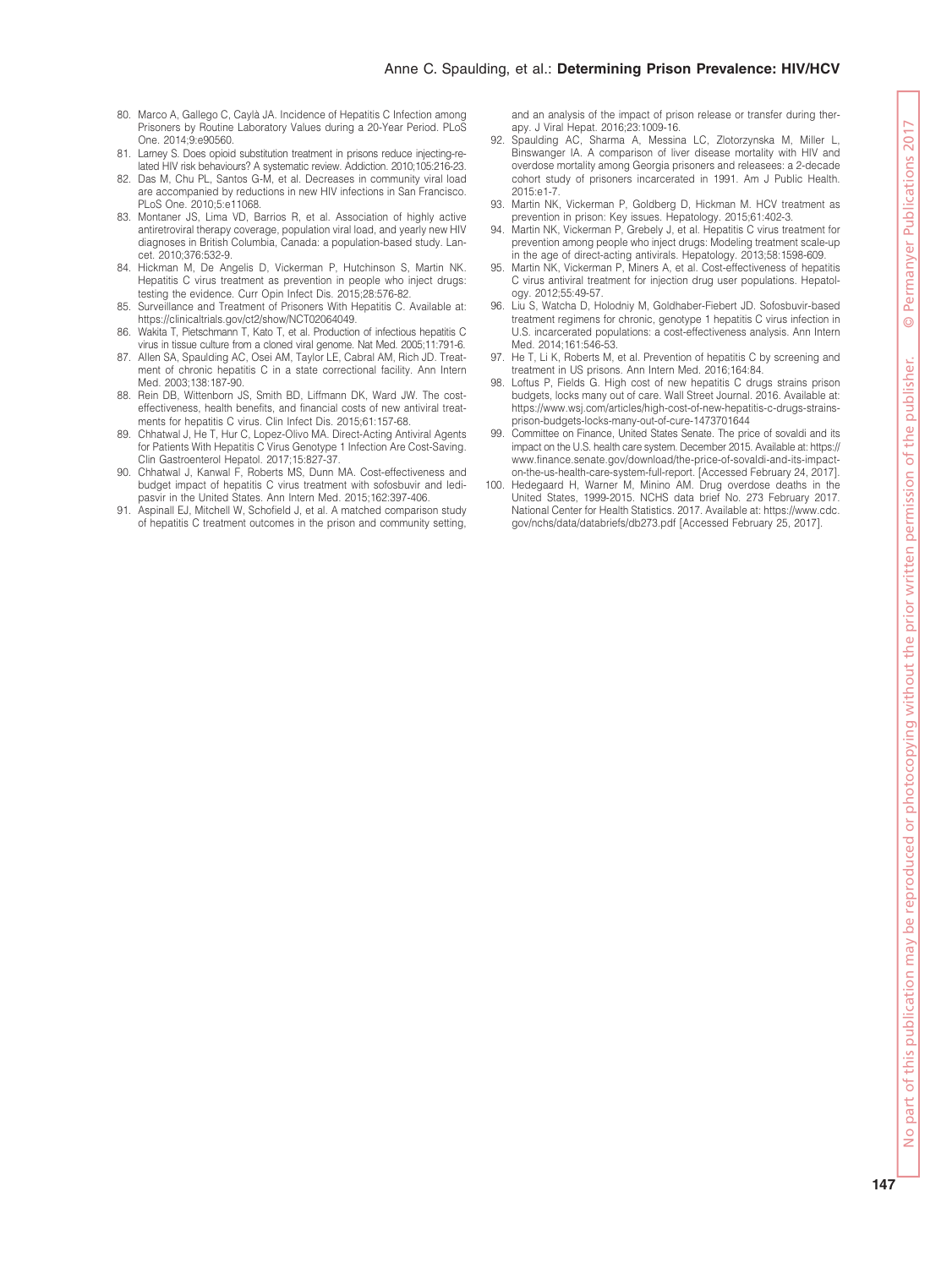80. Marco A, Gallego C, Caylà JA. Incidence of Hepatitis C Infection among Prisoners by Routine Laboratory Values during a 20-Year Period. PLoS One. 2014;9:e90560.
81. Larney S. Does opioid substitution treatment in prisons reduce injecting-related HIV risk behaviours? A systematic review. Addiction. 2010;105:216-23.
82. Das M, Chu PL, Santos G-M, et al. Decreases in community viral load are accompanied by reductions in new HIV infections in San Francisco. PLoS One. 2010;5:e11068.
83. Montaner JS, Lima VD, Barrios R, et al. Association of highly active antiretroviral therapy coverage, population viral load, and yearly new HIV diagnoses in British Columbia, Canada: a population-based study. Lancet. 2010;376:532-9.
84. Hickman M, De Angelis D, Vickerman P, Hutchinson S, Martin NK. Hepatitis C virus treatment as prevention in people who inject drugs: testing the evidence. Curr Opin Infect Dis. 2015;28:576-82.
85. Surveillance and Treatment of Prisoners With Hepatitis C. Available at: https://clinicaltrials.gov/ct2/show/NCT02064049.
86. Wakita T, Pietschmann T, Kato T, et al. Production of infectious hepatitis C virus in tissue culture from a cloned viral genome. Nat Med. 2005;11:791-6.
87. Allen SA, Spaulding AC, Osei AM, Taylor LE, Cabral AM, Rich JD. Treatment of chronic hepatitis C in a state correctional facility. Ann Intern Med. 2003;138:187-90.
88. Rein DB, Wittenborn JS, Smith BD, Liffmann DK, Ward JW. The cost-effectiveness, health benefits, and financial costs of new antiviral treatments for hepatitis C virus. Clin Infect Dis. 2015;61:157-68.
89. Chhatwal J, He T, Hur C, Lopez-Olivo MA. Direct-Acting Antiviral Agents for Patients With Hepatitis C Virus Genotype 1 Infection Are Cost-Saving. Clin Gastroenterol Hepatol. 2017;15:827-37.
90. Chhatwal J, Kanwal F, Roberts MS, Dunn MA. Cost-effectiveness and budget impact of hepatitis C virus treatment with sofosbuvir and ledipasvir in the United States. Ann Intern Med. 2015;162:397-406.
91. Aspinall EJ, Mitchell W, Schofield J, et al. A matched comparison study of hepatitis C treatment outcomes in the prison and community setting, and an analysis of the impact of prison release or transfer during therapy. J Viral Hepat. 2016;23:1009-16.
92. Spaulding AC, Sharma A, Messina LC, Zlotorzynska M, Miller L, Binswanger IA. A comparison of liver disease mortality with HIV and overdose mortality among Georgia prisoners and releasees: a 2-decade cohort study of prisoners incarcerated in 1991. Am J Public Health. 2015:e1-7.
93. Martin NK, Vickerman P, Goldberg D, Hickman M. HCV treatment as prevention in prison: Key issues. Hepatology. 2015;61:402-3.
94. Martin NK, Vickerman P, Grebely J, et al. Hepatitis C virus treatment for prevention among people who inject drugs: Modeling treatment scale-up in the age of direct-acting antivirals. Hepatology. 2013;58:1598-609.
95. Martin NK, Vickerman P, Miners A, et al. Cost-effectiveness of hepatitis C virus antiviral treatment for injection drug user populations. Hepatology. 2012;55:49-57.
96. Liu S, Watcha D, Holodniy M, Goldhaber-Fiebert JD. Sofosbuvir-based treatment regimens for chronic, genotype 1 hepatitis C virus infection in U.S. incarcerated populations: a cost-effectiveness analysis. Ann Intern Med. 2014;161:546-53.
97. He T, Li K, Roberts M, et al. Prevention of hepatitis C by screening and treatment in US prisons. Ann Intern Med. 2016;164:84.
98. Loftus P, Fields G. High cost of new hepatitis C drugs strains prison budgets, locks many out of care. Wall Street Journal. 2016. Available at: https://www.wsj.com/articles/high-cost-of-new-hepatitis-c-drugs-strains-prison-budgets-locks-many-out-of-cure-1473701644
99. Committee on Finance, United States Senate. The price of sovaldi and its impact on the U.S. health care system. December 2015. Available at: https://www.finance.senate.gov/download/the-price-of-sovaldi-and-its-impact-on-the-us-health-care-system-full-report. [Accessed February 24, 2017].
100. Hedegaard H, Warner M, Minino AM. Drug overdose deaths in the United States, 1999-2015. NCHS data brief No. 273 February 2017. National Center for Health Statistics. 2017. Available at: https://www.cdc.gov/nchs/data/databriefs/db273.pdf [Accessed February 25, 2017].